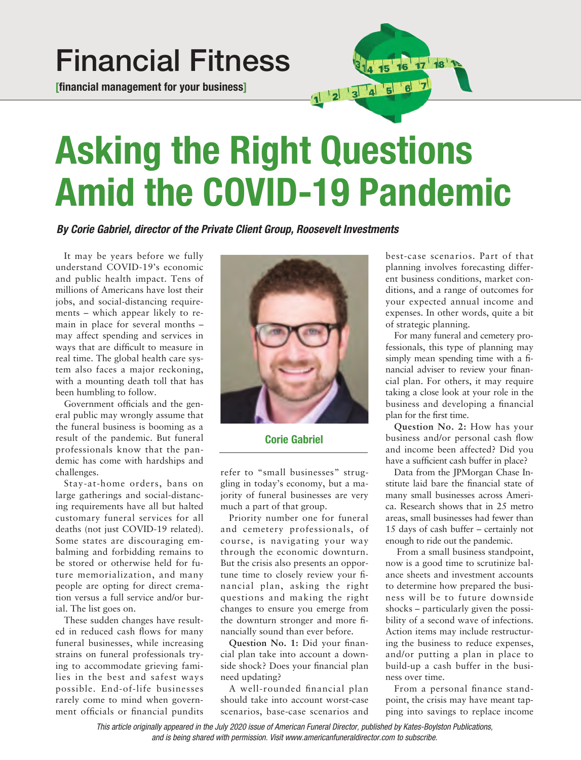# Financial Fitness

[financial management for your business]

# Asking the Right Questions Amid the COVID-19 Pandemic

***By Corie Gabriel, director of the Private Client Group, Roosevelt Investments***

It may be years before we fully understand COVID-19's economic and public health impact. Tens of millions of Americans have lost their jobs, and social-distancing requirements – which appear likely to remain in place for several months – may affect spending and services in ways that are difficult to measure in real time. The global health care system also faces a major reckoning, with a mounting death toll that has been humbling to follow.

Government officials and the general public may wrongly assume that the funeral business is booming as a result of the pandemic. But funeral professionals know that the pandemic has come with hardships and challenges.

Stay-at-home orders, bans on large gatherings and social-distancing requirements have all but halted customary funeral services for all deaths (not just COVID-19 related). Some states are discouraging embalming and forbidding remains to be stored or otherwise held for future memorialization, and many people are opting for direct cremation versus a full service and/or burial. The list goes on.

These sudden changes have resulted in reduced cash flows for many funeral businesses, while increasing strains on funeral professionals trying to accommodate grieving families in the best and safest ways possible. End-of-life businesses rarely come to mind when government officials or financial pundits refer to "small businesses" struggling in today's economy, but a majority of funeral businesses are very much a part of that group.

**Corie Gabriel**

Priority number one for funeral and cemetery professionals, of course, is navigating your way through the economic downturn. But the crisis also presents an opportune time to closely review your financial plan, asking the right questions and making the right changes to ensure you emerge from the downturn stronger and more financially sound than ever before.

**Question No. 1:** Did your financial plan take into account a downside shock? Does your financial plan need updating?

A well-rounded financial plan should take into account worst-case scenarios, base-case scenarios and best-case scenarios. Part of that planning involves forecasting different business conditions, market conditions, and a range of outcomes for your expected annual income and expenses. In other words, quite a bit of strategic planning.

For many funeral and cemetery professionals, this type of planning may simply mean spending time with a financial adviser to review your financial plan. For others, it may require taking a close look at your role in the business and developing a financial plan for the first time.

**Question No. 2:** How has your business and/or personal cash flow and income been affected? Did you have a sufficient cash buffer in place?

Data from the JPMorgan Chase Institute laid bare the financial state of many small businesses across America. Research shows that in 25 metro areas, small businesses had fewer than 15 days of cash buffer – certainly not enough to ride out the pandemic.

From a small business standpoint, now is a good time to scrutinize balance sheets and investment accounts to determine how prepared the business will be to future downside shocks – particularly given the possibility of a second wave of infections. Action items may include restructuring the business to reduce expenses, and/or putting a plan in place to build-up a cash buffer in the business over time.

From a personal finance standpoint, the crisis may have meant tapping into savings to replace income

*This article originally appeared in the July 2020 issue of American Funeral Director, published by Kates-Boylston Publications, and is being shared with permission. Visit www.americanfuneraldirector.com to subscribe.*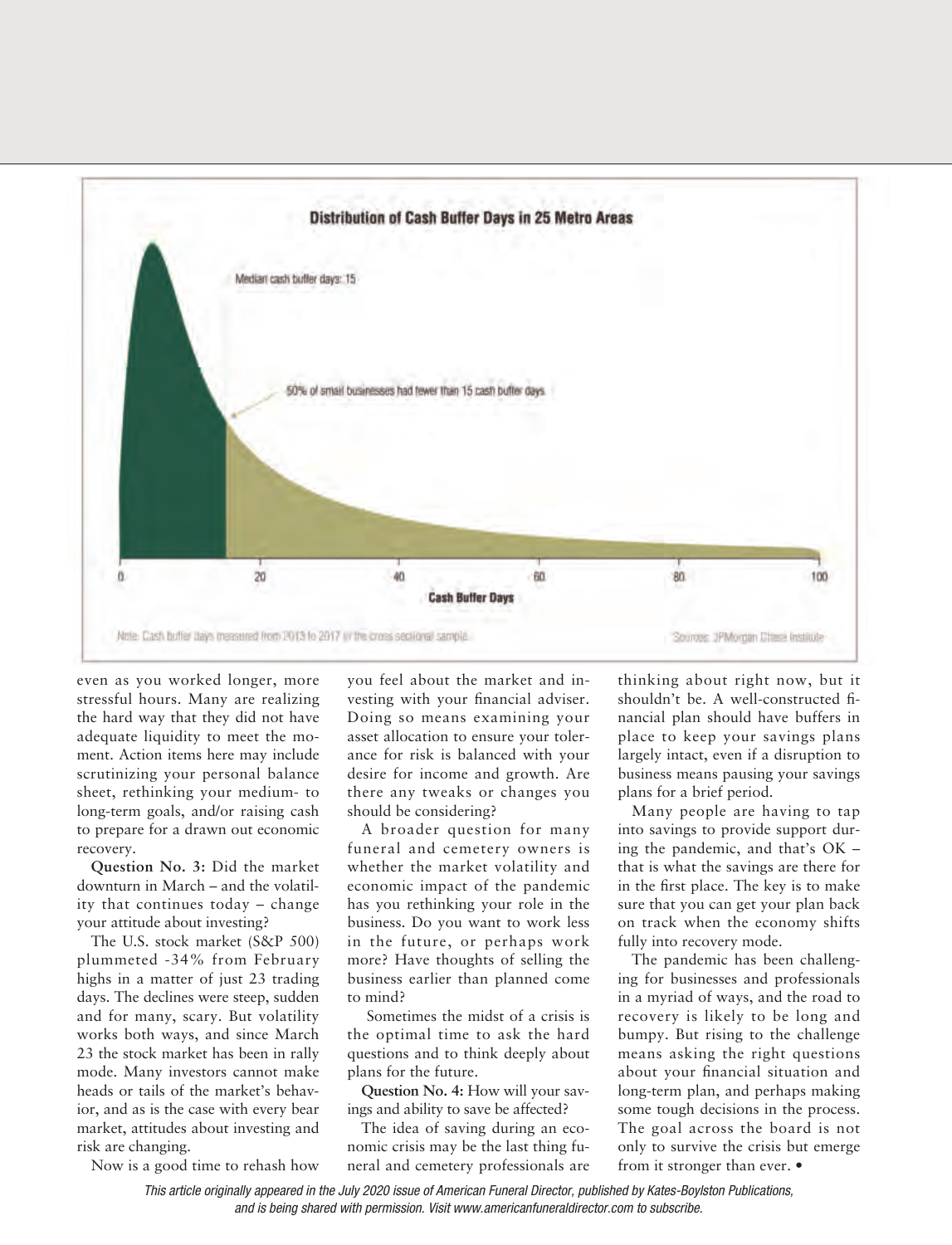**Distribution of Cash Buffer Days in 25 Metro Areas**

Median cash buffer days: 15

50% of small businesses had fewer than 15 cash buffer days

0
20
40
60
80
100

**Cash Buffer Days**

Note: Cash buffer days measured from 2013 to 2017 in the cross sectional sample.

Sources: JPMorgan Chase Institute

even as you worked longer, more stressful hours. Many are realizing the hard way that they did not have adequate liquidity to meet the moment. Action items here may include scrutinizing your personal balance sheet, rethinking your medium- to long-term goals, and/or raising cash to prepare for a drawn out economic recovery.

**Question No. 3:** Did the market downturn in March – and the volatility that continues today – change your attitude about investing?

The U.S. stock market (S&P 500) plummeted -34% from February highs in a matter of just 23 trading days. The declines were steep, sudden and for many, scary. But volatility works both ways, and since March 23 the stock market has been in rally mode. Many investors cannot make heads or tails of the market's behavior, and as is the case with every bear market, attitudes about investing and risk are changing.

Now is a good time to rehash how you feel about the market and investing with your financial adviser. Doing so means examining your asset allocation to ensure your tolerance for risk is balanced with your desire for income and growth. Are there any tweaks or changes you should be considering?

A broader question for many funeral and cemetery owners is whether the market volatility and economic impact of the pandemic has you rethinking your role in the business. Do you want to work less in the future, or perhaps work more? Have thoughts of selling the business earlier than planned come to mind?

Sometimes the midst of a crisis is the optimal time to ask the hard questions and to think deeply about plans for the future.

**Question No. 4:** How will your savings and ability to save be affected?

The idea of saving during an economic crisis may be the last thing funeral and cemetery professionals are thinking about right now, but it shouldn't be. A well-constructed financial plan should have buffers in place to keep your savings plans largely intact, even if a disruption to business means pausing your savings plans for a brief period.

Many people are having to tap into savings to provide support during the pandemic, and that's OK – that is what the savings are there for in the first place. The key is to make sure that you can get your plan back on track when the economy shifts fully into recovery mode.

The pandemic has been challenging for businesses and professionals in a myriad of ways, and the road to recovery is likely to be long and bumpy. But rising to the challenge means asking the right questions about your financial situation and long-term plan, and perhaps making some tough decisions in the process. The goal across the board is not only to survive the crisis but emerge from it stronger than ever. •

*This article originally appeared in the July 2020 issue of American Funeral Director, published by Kates-Boylston Publications, and is being shared with permission. Visit www.americanfuneraldirector.com to subscribe.*